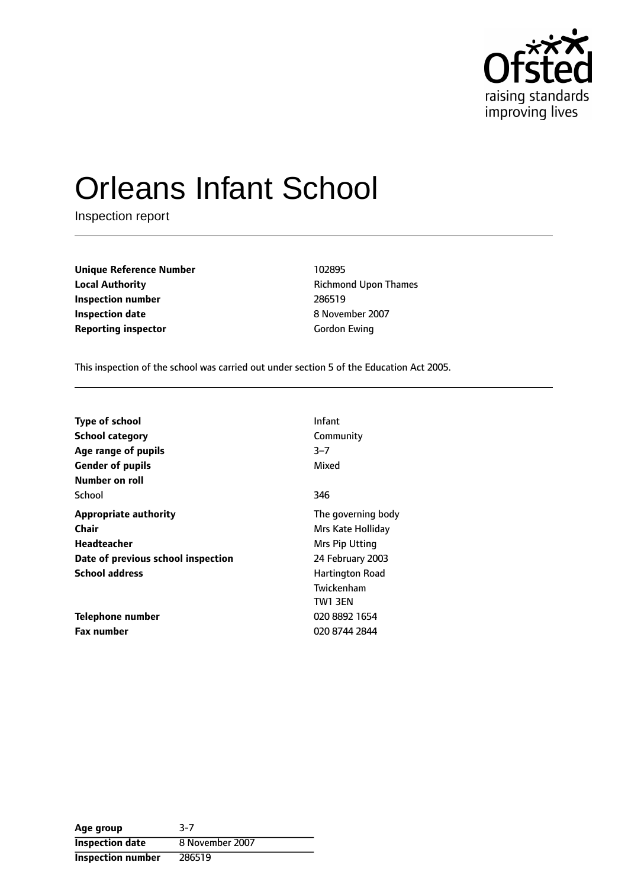# Orleans Infant School

Inspection report

| | |
|---|---|
| **Unique Reference Number** | 102895 |
| **Local Authority** | Richmond Upon Thames |
| **Inspection number** | 286519 |
| **Inspection date** | 8 November 2007 |
| **Reporting inspector** | Gordon Ewing |

This inspection of the school was carried out under section 5 of the Education Act 2005.

| | |
|---|---|
| **Type of school** | Infant |
| **School category** | Community |
| **Age range of pupils** | 3–7 |
| **Gender of pupils** | Mixed |
| **Number on roll** | |
| School | 346 |
| **Appropriate authority** | The governing body |
| **Chair** | Mrs Kate Holliday |
| **Headteacher** | Mrs Pip Utting |
| **Date of previous school inspection** | 24 February 2003 |
| **School address** | Hartington Road<br>Twickenham<br>TW1 3EN |
| **Telephone number** | 020 8892 1654 |
| **Fax number** | 020 8744 2844 |

| | |
|---|---|
| **Age group** | 3-7 |
| **Inspection date** | 8 November 2007 |
| **Inspection number** | 286519 |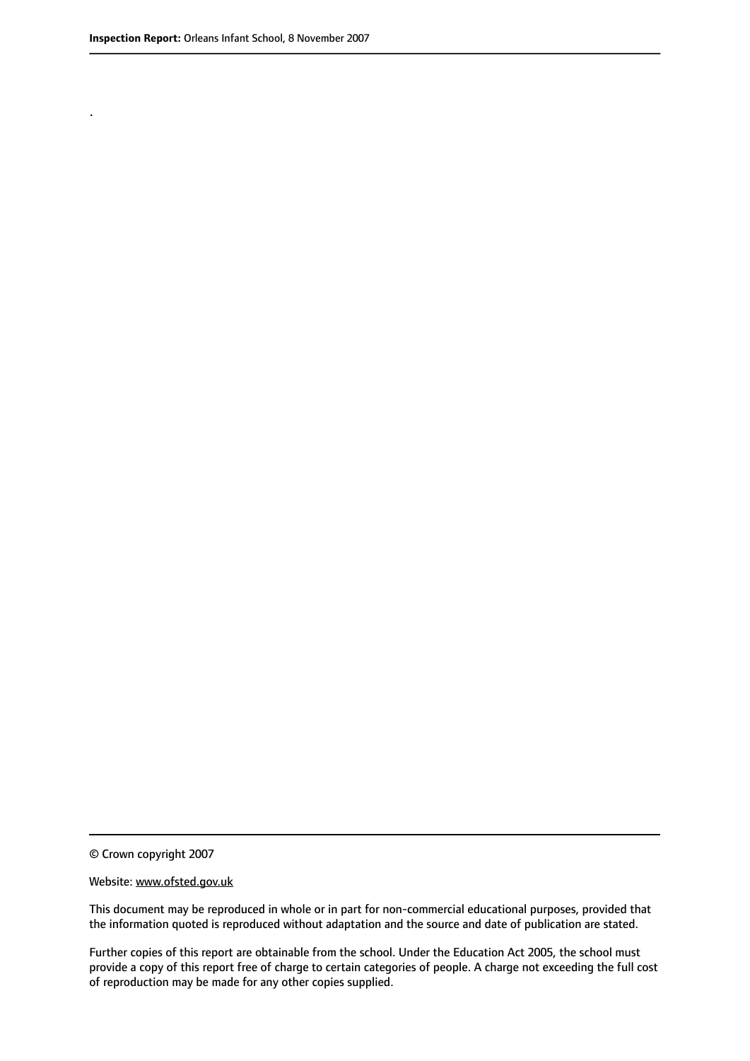.

© Crown copyright 2007

Website: www.ofsted.gov.uk

This document may be reproduced in whole or in part for non-commercial educational purposes, provided that the information quoted is reproduced without adaptation and the source and date of publication are stated.

Further copies of this report are obtainable from the school. Under the Education Act 2005, the school must provide a copy of this report free of charge to certain categories of people. A charge not exceeding the full cost of reproduction may be made for any other copies supplied.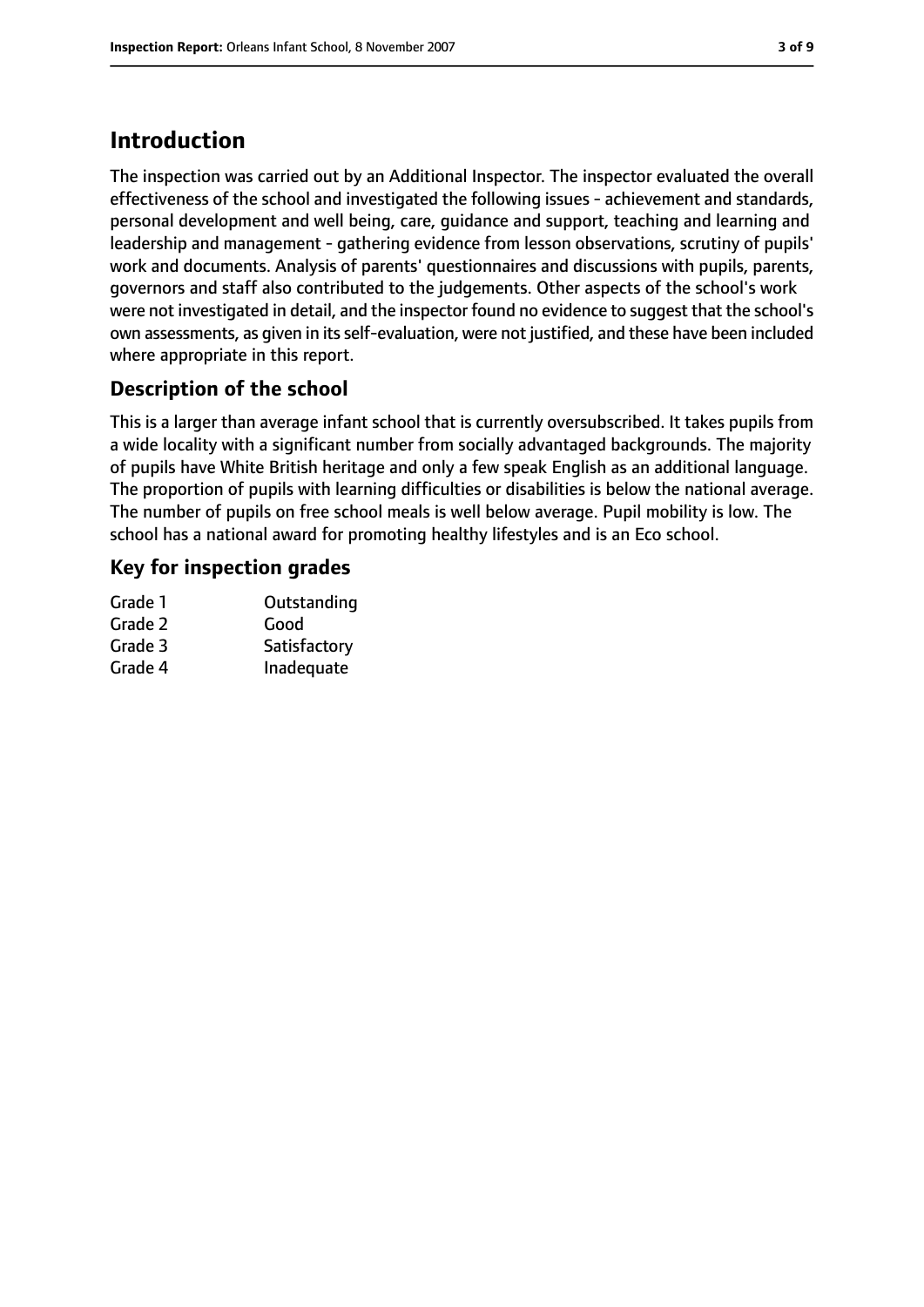# Introduction

The inspection was carried out by an Additional Inspector. The inspector evaluated the overall effectiveness of the school and investigated the following issues - achievement and standards, personal development and well being, care, guidance and support, teaching and learning and leadership and management - gathering evidence from lesson observations, scrutiny of pupils' work and documents. Analysis of parents' questionnaires and discussions with pupils, parents, governors and staff also contributed to the judgements. Other aspects of the school's work were not investigated in detail, and the inspector found no evidence to suggest that the school's own assessments, as given in its self-evaluation, were not justified, and these have been included where appropriate in this report.

## Description of the school

This is a larger than average infant school that is currently oversubscribed. It takes pupils from a wide locality with a significant number from socially advantaged backgrounds. The majority of pupils have White British heritage and only a few speak English as an additional language. The proportion of pupils with learning difficulties or disabilities is below the national average. The number of pupils on free school meals is well below average. Pupil mobility is low. The school has a national award for promoting healthy lifestyles and is an Eco school.

## Key for inspection grades

| | |
|---|---|
| Grade 1 | Outstanding |
| Grade 2 | Good |
| Grade 3 | Satisfactory |
| Grade 4 | Inadequate |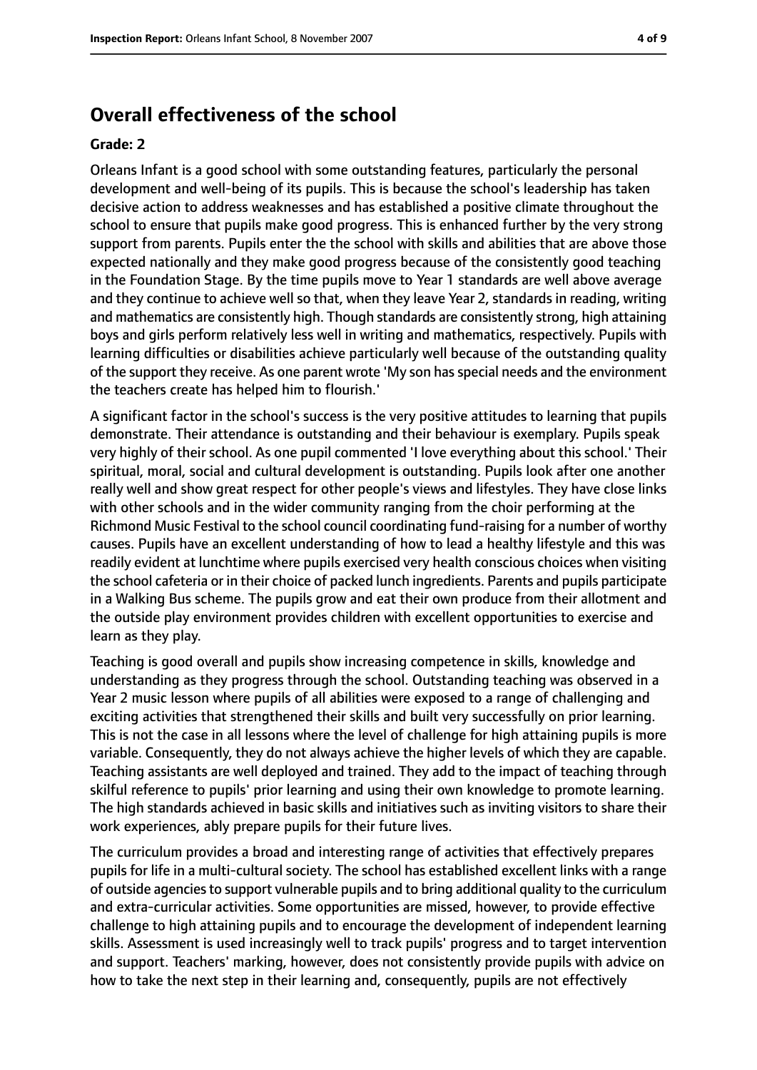## Overall effectiveness of the school

### Grade: 2

Orleans Infant is a good school with some outstanding features, particularly the personal development and well-being of its pupils. This is because the school's leadership has taken decisive action to address weaknesses and has established a positive climate throughout the school to ensure that pupils make good progress. This is enhanced further by the very strong support from parents. Pupils enter the the school with skills and abilities that are above those expected nationally and they make good progress because of the consistently good teaching in the Foundation Stage. By the time pupils move to Year 1 standards are well above average and they continue to achieve well so that, when they leave Year 2, standards in reading, writing and mathematics are consistently high. Though standards are consistently strong, high attaining boys and girls perform relatively less well in writing and mathematics, respectively. Pupils with learning difficulties or disabilities achieve particularly well because of the outstanding quality of the support they receive. As one parent wrote 'My son has special needs and the environment the teachers create has helped him to flourish.'

A significant factor in the school's success is the very positive attitudes to learning that pupils demonstrate. Their attendance is outstanding and their behaviour is exemplary. Pupils speak very highly of their school. As one pupil commented 'I love everything about this school.' Their spiritual, moral, social and cultural development is outstanding. Pupils look after one another really well and show great respect for other people's views and lifestyles. They have close links with other schools and in the wider community ranging from the choir performing at the Richmond Music Festival to the school council coordinating fund-raising for a number of worthy causes. Pupils have an excellent understanding of how to lead a healthy lifestyle and this was readily evident at lunchtime where pupils exercised very health conscious choices when visiting the school cafeteria or in their choice of packed lunch ingredients. Parents and pupils participate in a Walking Bus scheme. The pupils grow and eat their own produce from their allotment and the outside play environment provides children with excellent opportunities to exercise and learn as they play.

Teaching is good overall and pupils show increasing competence in skills, knowledge and understanding as they progress through the school. Outstanding teaching was observed in a Year 2 music lesson where pupils of all abilities were exposed to a range of challenging and exciting activities that strengthened their skills and built very successfully on prior learning. This is not the case in all lessons where the level of challenge for high attaining pupils is more variable. Consequently, they do not always achieve the higher levels of which they are capable. Teaching assistants are well deployed and trained. They add to the impact of teaching through skilful reference to pupils' prior learning and using their own knowledge to promote learning. The high standards achieved in basic skills and initiatives such as inviting visitors to share their work experiences, ably prepare pupils for their future lives.

The curriculum provides a broad and interesting range of activities that effectively prepares pupils for life in a multi-cultural society. The school has established excellent links with a range of outside agencies to support vulnerable pupils and to bring additional quality to the curriculum and extra-curricular activities. Some opportunities are missed, however, to provide effective challenge to high attaining pupils and to encourage the development of independent learning skills. Assessment is used increasingly well to track pupils' progress and to target intervention and support. Teachers' marking, however, does not consistently provide pupils with advice on how to take the next step in their learning and, consequently, pupils are not effectively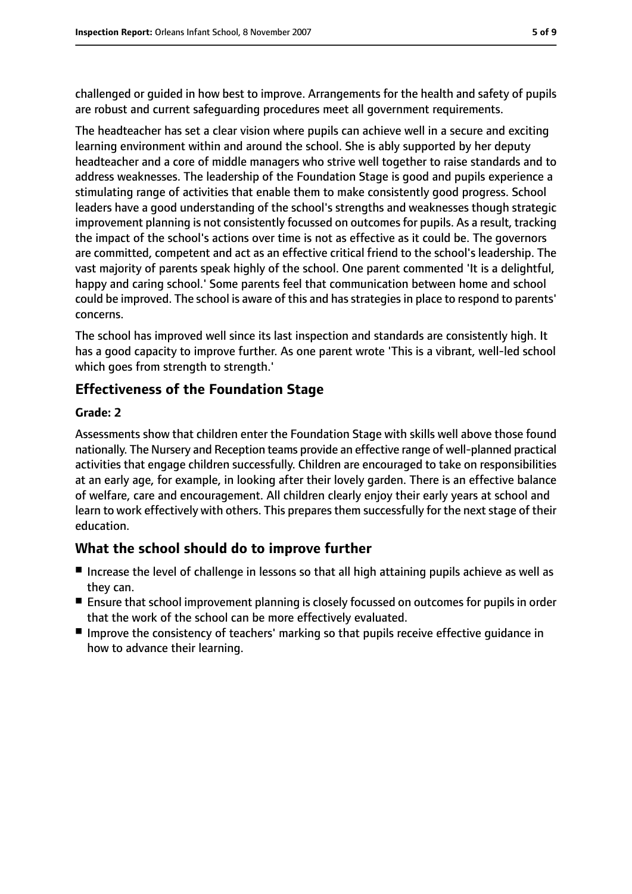challenged or guided in how best to improve. Arrangements for the health and safety of pupils are robust and current safeguarding procedures meet all government requirements.

The headteacher has set a clear vision where pupils can achieve well in a secure and exciting learning environment within and around the school. She is ably supported by her deputy headteacher and a core of middle managers who strive well together to raise standards and to address weaknesses. The leadership of the Foundation Stage is good and pupils experience a stimulating range of activities that enable them to make consistently good progress. School leaders have a good understanding of the school's strengths and weaknesses though strategic improvement planning is not consistently focussed on outcomes for pupils. As a result, tracking the impact of the school's actions over time is not as effective as it could be. The governors are committed, competent and act as an effective critical friend to the school's leadership. The vast majority of parents speak highly of the school. One parent commented 'It is a delightful, happy and caring school.' Some parents feel that communication between home and school could be improved. The school is aware of this and has strategies in place to respond to parents' concerns.

The school has improved well since its last inspection and standards are consistently high. It has a good capacity to improve further. As one parent wrote 'This is a vibrant, well-led school which goes from strength to strength.'

## Effectiveness of the Foundation Stage

**Grade: 2**

Assessments show that children enter the Foundation Stage with skills well above those found nationally. The Nursery and Reception teams provide an effective range of well-planned practical activities that engage children successfully. Children are encouraged to take on responsibilities at an early age, for example, in looking after their lovely garden. There is an effective balance of welfare, care and encouragement. All children clearly enjoy their early years at school and learn to work effectively with others. This prepares them successfully for the next stage of their education.

## What the school should do to improve further

- Increase the level of challenge in lessons so that all high attaining pupils achieve as well as they can.
- Ensure that school improvement planning is closely focussed on outcomes for pupils in order that the work of the school can be more effectively evaluated.
- Improve the consistency of teachers' marking so that pupils receive effective guidance in how to advance their learning.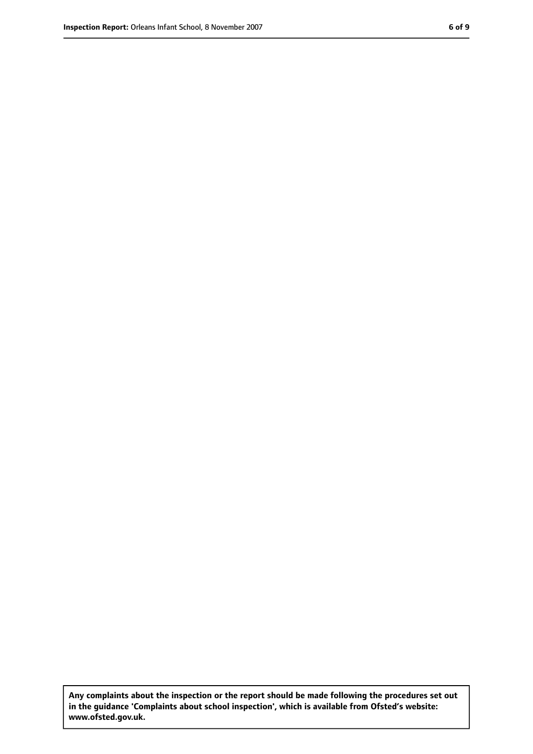**Any complaints about the inspection or the report should be made following the procedures set out in the guidance 'Complaints about school inspection', which is available from Ofsted's website: www.ofsted.gov.uk.**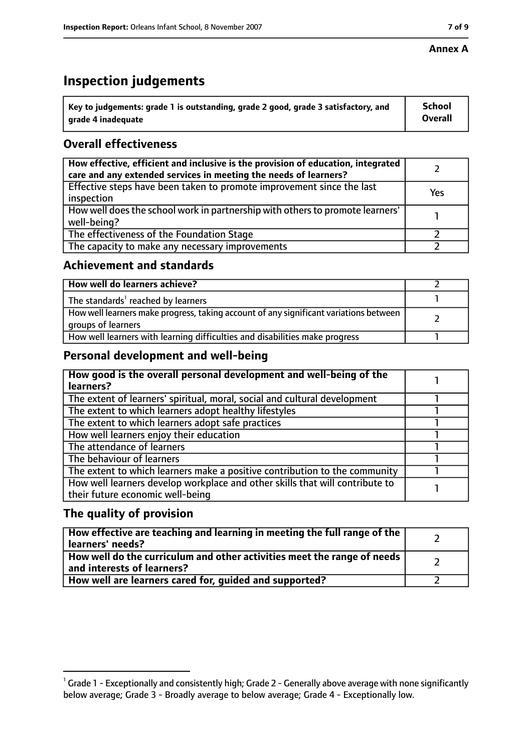**Annex A**

# Inspection judgements

| Key to judgements: grade 1 is outstanding, grade 2 good, grade 3 satisfactory, and grade 4 inadequate | School Overall |
|---|---|

## Overall effectiveness

| | |
|---|---|
| How effective, efficient and inclusive is the provision of education, integrated care and any extended services in meeting the needs of learners? | 2 |
| Effective steps have been taken to promote improvement since the last inspection | Yes |
| How well does the school work in partnership with others to promote learners' well-being? | 1 |
| The effectiveness of the Foundation Stage | 2 |
| The capacity to make any necessary improvements | 2 |

## Achievement and standards

| | |
|---|---|
| How well do learners achieve? | 2 |
| The standards[1] reached by learners | 1 |
| How well learners make progress, taking account of any significant variations between groups of learners | 2 |
| How well learners with learning difficulties and disabilities make progress | 1 |

## Personal development and well-being

| | |
|---|---|
| How good is the overall personal development and well-being of the learners? | 1 |
| The extent of learners' spiritual, moral, social and cultural development | 1 |
| The extent to which learners adopt healthy lifestyles | 1 |
| The extent to which learners adopt safe practices | 1 |
| How well learners enjoy their education | 1 |
| The attendance of learners | 1 |
| The behaviour of learners | 1 |
| The extent to which learners make a positive contribution to the community | 1 |
| How well learners develop workplace and other skills that will contribute to their future economic well-being | 1 |

## The quality of provision

| | |
|---|---|
| How effective are teaching and learning in meeting the full range of the learners' needs? | 2 |
| How well do the curriculum and other activities meet the range of needs and interests of learners? | 2 |
| How well are learners cared for, guided and supported? | 2 |

[1] Grade 1 - Exceptionally and consistently high; Grade 2 - Generally above average with none significantly below average; Grade 3 - Broadly average to below average; Grade 4 - Exceptionally low.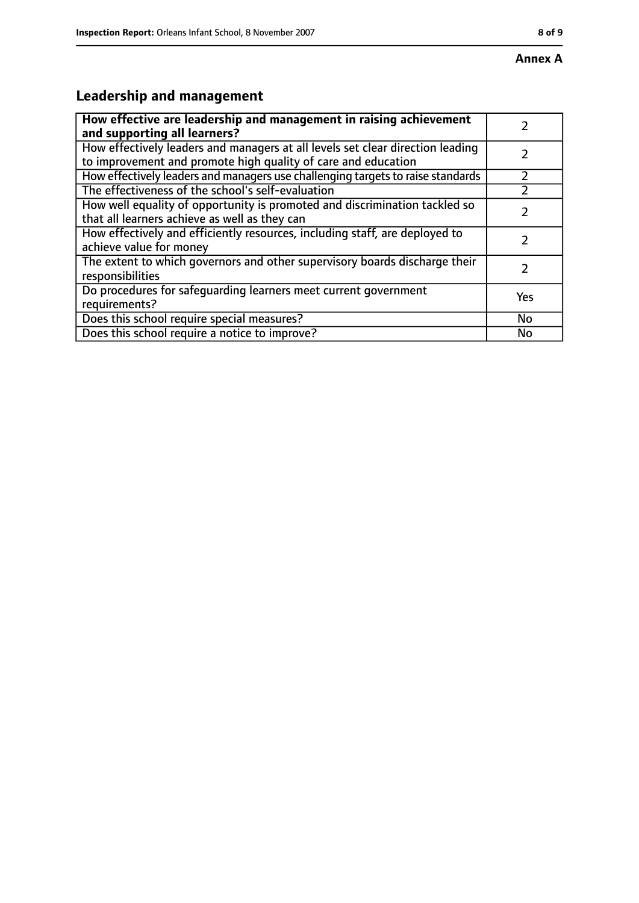**Annex A**

## Leadership and management

| **How effective are leadership and management in raising achievement and supporting all learners?** | 2 |
| --- | --- |
| How effectively leaders and managers at all levels set clear direction leading to improvement and promote high quality of care and education | 2 |
| How effectively leaders and managers use challenging targets to raise standards | 2 |
| The effectiveness of the school's self-evaluation | 2 |
| How well equality of opportunity is promoted and discrimination tackled so that all learners achieve as well as they can | 2 |
| How effectively and efficiently resources, including staff, are deployed to achieve value for money | 2 |
| The extent to which governors and other supervisory boards discharge their responsibilities | 2 |
| Do procedures for safeguarding learners meet current government requirements? | Yes |
| Does this school require special measures? | No |
| Does this school require a notice to improve? | No |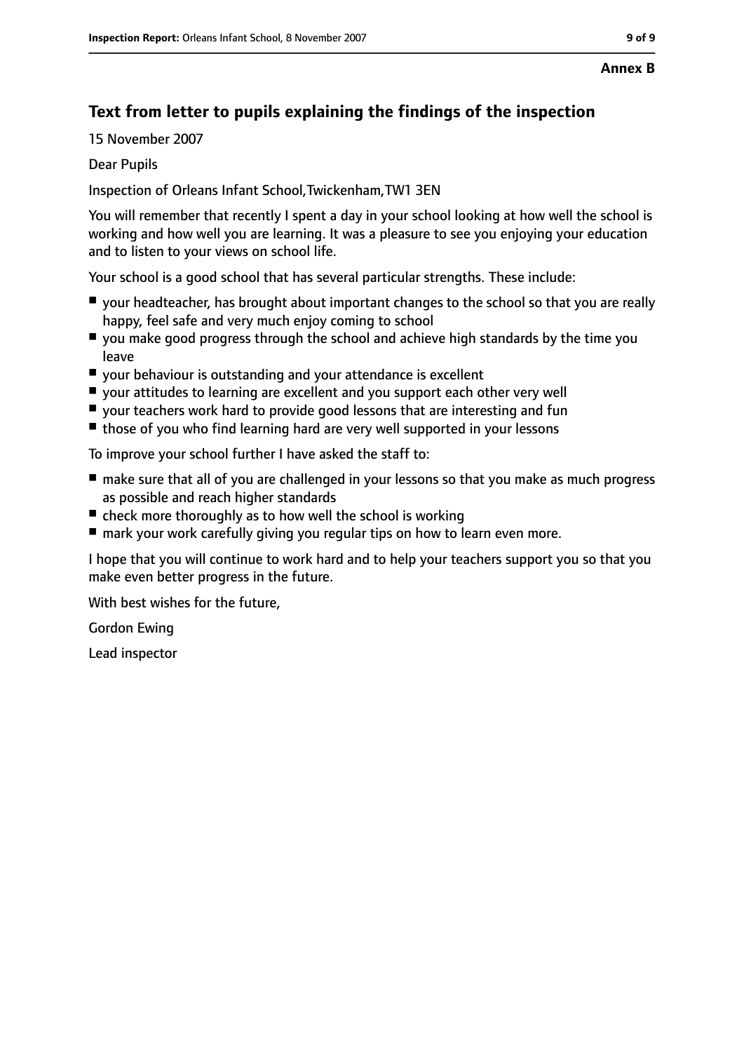**Annex B**

## Text from letter to pupils explaining the findings of the inspection

15 November 2007

Dear Pupils

Inspection of Orleans Infant School,Twickenham,TW1 3EN

You will remember that recently I spent a day in your school looking at how well the school is working and how well you are learning. It was a pleasure to see you enjoying your education and to listen to your views on school life.

Your school is a good school that has several particular strengths. These include:

- your headteacher, has brought about important changes to the school so that you are really happy, feel safe and very much enjoy coming to school
- you make good progress through the school and achieve high standards by the time you leave
- your behaviour is outstanding and your attendance is excellent
- your attitudes to learning are excellent and you support each other very well
- your teachers work hard to provide good lessons that are interesting and fun
- those of you who find learning hard are very well supported in your lessons

To improve your school further I have asked the staff to:

- make sure that all of you are challenged in your lessons so that you make as much progress as possible and reach higher standards
- check more thoroughly as to how well the school is working
- mark your work carefully giving you regular tips on how to learn even more.

I hope that you will continue to work hard and to help your teachers support you so that you make even better progress in the future.

With best wishes for the future,

Gordon Ewing

Lead inspector